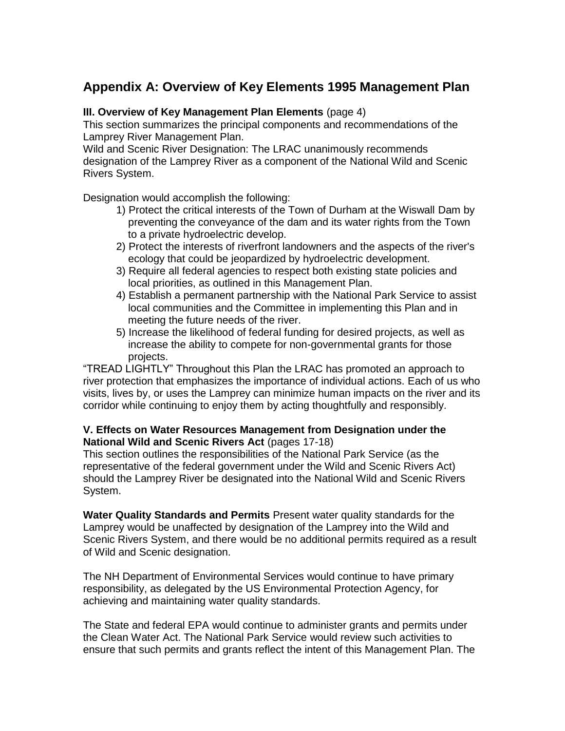# Appendix A: Overview of Key Elements 1995 Management Plan

**III. Overview of Key Management Plan Elements** (page 4)
This section summarizes the principal components and recommendations of the Lamprey River Management Plan.
Wild and Scenic River Designation: The LRAC unanimously recommends designation of the Lamprey River as a component of the National Wild and Scenic Rivers System.

Designation would accomplish the following:

1) Protect the critical interests of the Town of Durham at the Wiswall Dam by preventing the conveyance of the dam and its water rights from the Town to a private hydroelectric develop.
2) Protect the interests of riverfront landowners and the aspects of the river's ecology that could be jeopardized by hydroelectric development.
3) Require all federal agencies to respect both existing state policies and local priorities, as outlined in this Management Plan.
4) Establish a permanent partnership with the National Park Service to assist local communities and the Committee in implementing this Plan and in meeting the future needs of the river.
5) Increase the likelihood of federal funding for desired projects, as well as increase the ability to compete for non-governmental grants for those projects.

"TREAD LIGHTLY" Throughout this Plan the LRAC has promoted an approach to river protection that emphasizes the importance of individual actions. Each of us who visits, lives by, or uses the Lamprey can minimize human impacts on the river and its corridor while continuing to enjoy them by acting thoughtfully and responsibly.

**V. Effects on Water Resources Management from Designation under the National Wild and Scenic Rivers Act** (pages 17-18)
This section outlines the responsibilities of the National Park Service (as the representative of the federal government under the Wild and Scenic Rivers Act) should the Lamprey River be designated into the National Wild and Scenic Rivers System.

**Water Quality Standards and Permits** Present water quality standards for the Lamprey would be unaffected by designation of the Lamprey into the Wild and Scenic Rivers System, and there would be no additional permits required as a result of Wild and Scenic designation.

The NH Department of Environmental Services would continue to have primary responsibility, as delegated by the US Environmental Protection Agency, for achieving and maintaining water quality standards.

The State and federal EPA would continue to administer grants and permits under the Clean Water Act. The National Park Service would review such activities to ensure that such permits and grants reflect the intent of this Management Plan. The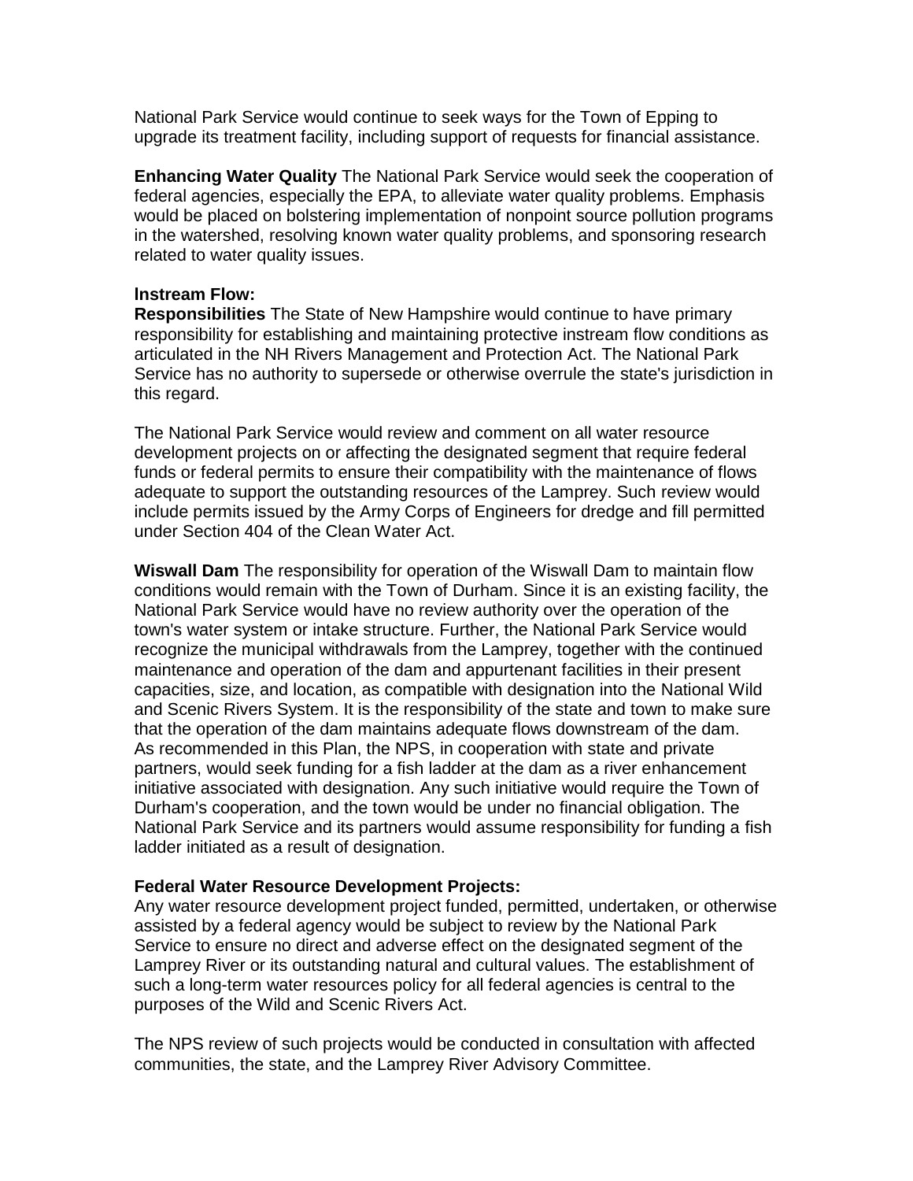National Park Service would continue to seek ways for the Town of Epping to upgrade its treatment facility, including support of requests for financial assistance.

**Enhancing Water Quality** The National Park Service would seek the cooperation of federal agencies, especially the EPA, to alleviate water quality problems. Emphasis would be placed on bolstering implementation of nonpoint source pollution programs in the watershed, resolving known water quality problems, and sponsoring research related to water quality issues.

**Instream Flow:**

**Responsibilities** The State of New Hampshire would continue to have primary responsibility for establishing and maintaining protective instream flow conditions as articulated in the NH Rivers Management and Protection Act. The National Park Service has no authority to supersede or otherwise overrule the state's jurisdiction in this regard.

The National Park Service would review and comment on all water resource development projects on or affecting the designated segment that require federal funds or federal permits to ensure their compatibility with the maintenance of flows adequate to support the outstanding resources of the Lamprey. Such review would include permits issued by the Army Corps of Engineers for dredge and fill permitted under Section 404 of the Clean Water Act.

**Wiswall Dam** The responsibility for operation of the Wiswall Dam to maintain flow conditions would remain with the Town of Durham. Since it is an existing facility, the National Park Service would have no review authority over the operation of the town's water system or intake structure. Further, the National Park Service would recognize the municipal withdrawals from the Lamprey, together with the continued maintenance and operation of the dam and appurtenant facilities in their present capacities, size, and location, as compatible with designation into the National Wild and Scenic Rivers System. It is the responsibility of the state and town to make sure that the operation of the dam maintains adequate flows downstream of the dam. As recommended in this Plan, the NPS, in cooperation with state and private partners, would seek funding for a fish ladder at the dam as a river enhancement initiative associated with designation. Any such initiative would require the Town of Durham's cooperation, and the town would be under no financial obligation. The National Park Service and its partners would assume responsibility for funding a fish ladder initiated as a result of designation.

**Federal Water Resource Development Projects:**

Any water resource development project funded, permitted, undertaken, or otherwise assisted by a federal agency would be subject to review by the National Park Service to ensure no direct and adverse effect on the designated segment of the Lamprey River or its outstanding natural and cultural values. The establishment of such a long-term water resources policy for all federal agencies is central to the purposes of the Wild and Scenic Rivers Act.

The NPS review of such projects would be conducted in consultation with affected communities, the state, and the Lamprey River Advisory Committee.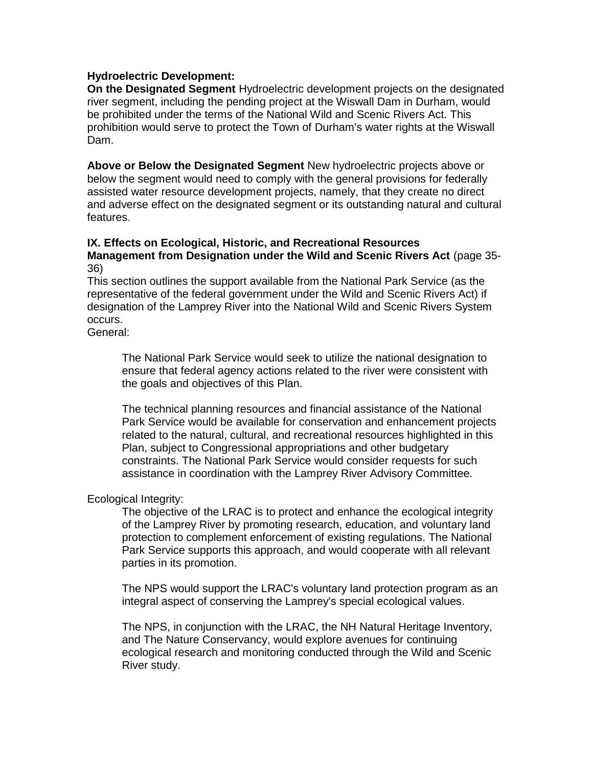**Hydroelectric Development:**

**On the Designated Segment** Hydroelectric development projects on the designated river segment, including the pending project at the Wiswall Dam in Durham, would be prohibited under the terms of the National Wild and Scenic Rivers Act. This prohibition would serve to protect the Town of Durham's water rights at the Wiswall Dam.

**Above or Below the Designated Segment** New hydroelectric projects above or below the segment would need to comply with the general provisions for federally assisted water resource development projects, namely, that they create no direct and adverse effect on the designated segment or its outstanding natural and cultural features.

**IX. Effects on Ecological, Historic, and Recreational Resources Management from Designation under the Wild and Scenic Rivers Act** (page 35-36)

This section outlines the support available from the National Park Service (as the representative of the federal government under the Wild and Scenic Rivers Act) if designation of the Lamprey River into the National Wild and Scenic Rivers System occurs.

General:

> The National Park Service would seek to utilize the national designation to ensure that federal agency actions related to the river were consistent with the goals and objectives of this Plan.
>
> The technical planning resources and financial assistance of the National Park Service would be available for conservation and enhancement projects related to the natural, cultural, and recreational resources highlighted in this Plan, subject to Congressional appropriations and other budgetary constraints. The National Park Service would consider requests for such assistance in coordination with the Lamprey River Advisory Committee.

Ecological Integrity:

> The objective of the LRAC is to protect and enhance the ecological integrity of the Lamprey River by promoting research, education, and voluntary land protection to complement enforcement of existing regulations. The National Park Service supports this approach, and would cooperate with all relevant parties in its promotion.
>
> The NPS would support the LRAC's voluntary land protection program as an integral aspect of conserving the Lamprey's special ecological values.
>
> The NPS, in conjunction with the LRAC, the NH Natural Heritage Inventory, and The Nature Conservancy, would explore avenues for continuing ecological research and monitoring conducted through the Wild and Scenic River study.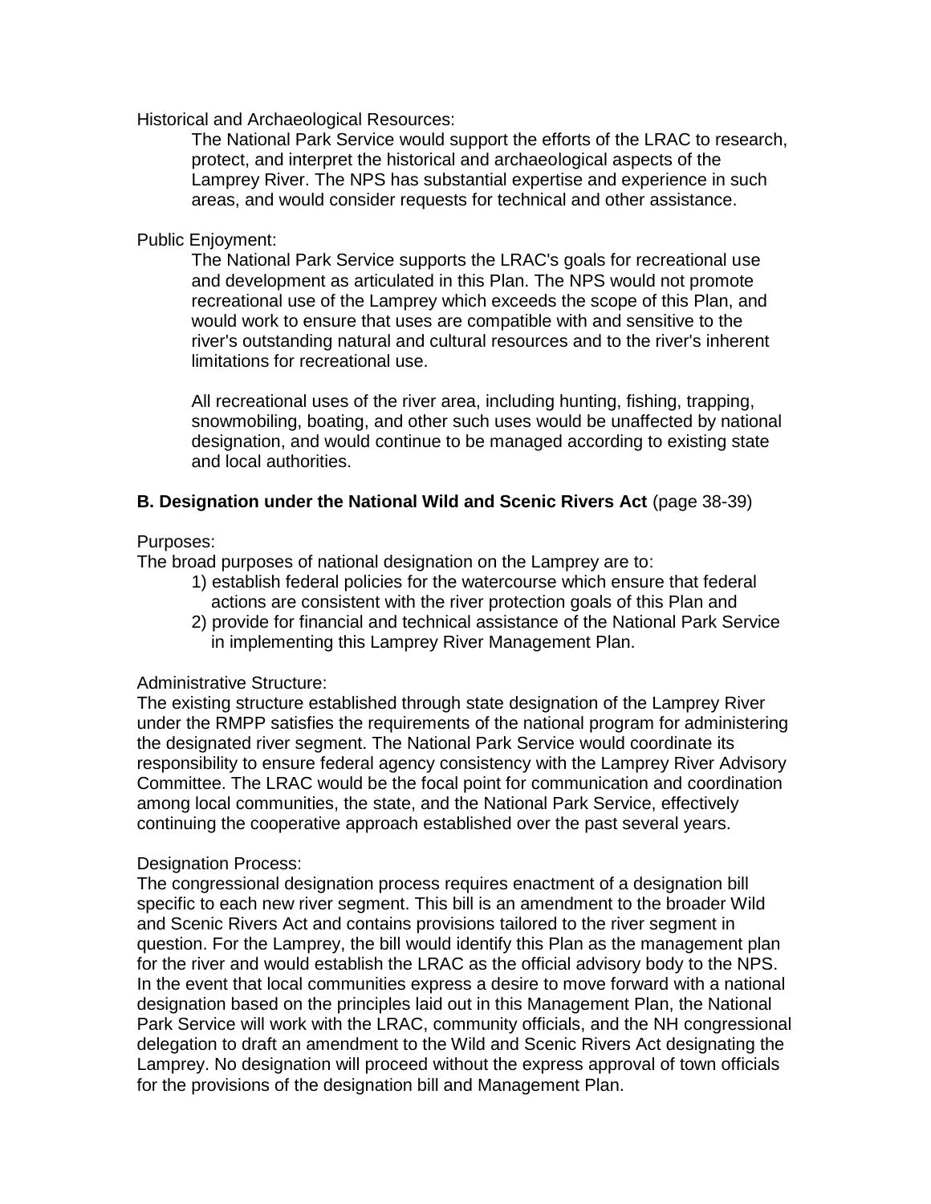Historical and Archaeological Resources:

The National Park Service would support the efforts of the LRAC to research, protect, and interpret the historical and archaeological aspects of the Lamprey River. The NPS has substantial expertise and experience in such areas, and would consider requests for technical and other assistance.

Public Enjoyment:

The National Park Service supports the LRAC's goals for recreational use and development as articulated in this Plan. The NPS would not promote recreational use of the Lamprey which exceeds the scope of this Plan, and would work to ensure that uses are compatible with and sensitive to the river's outstanding natural and cultural resources and to the river's inherent limitations for recreational use.

All recreational uses of the river area, including hunting, fishing, trapping, snowmobiling, boating, and other such uses would be unaffected by national designation, and would continue to be managed according to existing state and local authorities.

**B. Designation under the National Wild and Scenic Rivers Act** (page 38-39)

Purposes:

The broad purposes of national designation on the Lamprey are to:

1) establish federal policies for the watercourse which ensure that federal actions are consistent with the river protection goals of this Plan and
2) provide for financial and technical assistance of the National Park Service in implementing this Lamprey River Management Plan.

Administrative Structure:

The existing structure established through state designation of the Lamprey River under the RMPP satisfies the requirements of the national program for administering the designated river segment. The National Park Service would coordinate its responsibility to ensure federal agency consistency with the Lamprey River Advisory Committee. The LRAC would be the focal point for communication and coordination among local communities, the state, and the National Park Service, effectively continuing the cooperative approach established over the past several years.

Designation Process:

The congressional designation process requires enactment of a designation bill specific to each new river segment. This bill is an amendment to the broader Wild and Scenic Rivers Act and contains provisions tailored to the river segment in question. For the Lamprey, the bill would identify this Plan as the management plan for the river and would establish the LRAC as the official advisory body to the NPS. In the event that local communities express a desire to move forward with a national designation based on the principles laid out in this Management Plan, the National Park Service will work with the LRAC, community officials, and the NH congressional delegation to draft an amendment to the Wild and Scenic Rivers Act designating the Lamprey. No designation will proceed without the express approval of town officials for the provisions of the designation bill and Management Plan.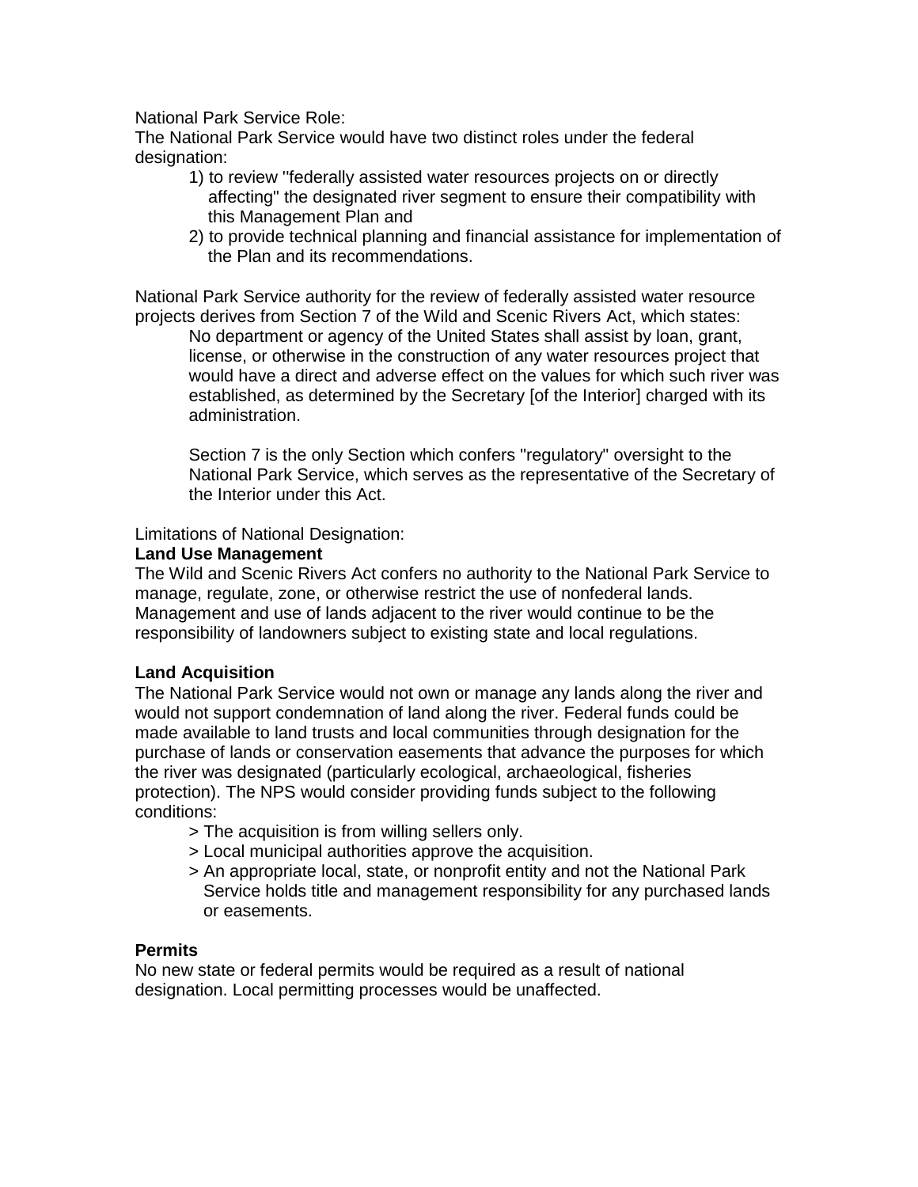National Park Service Role:

The National Park Service would have two distinct roles under the federal designation:

1) to review "federally assisted water resources projects on or directly affecting" the designated river segment to ensure their compatibility with this Management Plan and
2) to provide technical planning and financial assistance for implementation of the Plan and its recommendations.

National Park Service authority for the review of federally assisted water resource projects derives from Section 7 of the Wild and Scenic Rivers Act, which states:

> No department or agency of the United States shall assist by loan, grant, license, or otherwise in the construction of any water resources project that would have a direct and adverse effect on the values for which such river was established, as determined by the Secretary [of the Interior] charged with its administration.
>
> Section 7 is the only Section which confers "regulatory" oversight to the National Park Service, which serves as the representative of the Secretary of the Interior under this Act.

Limitations of National Designation:

**Land Use Management**

The Wild and Scenic Rivers Act confers no authority to the National Park Service to manage, regulate, zone, or otherwise restrict the use of nonfederal lands. Management and use of lands adjacent to the river would continue to be the responsibility of landowners subject to existing state and local regulations.

**Land Acquisition**

The National Park Service would not own or manage any lands along the river and would not support condemnation of land along the river. Federal funds could be made available to land trusts and local communities through designation for the purchase of lands or conservation easements that advance the purposes for which the river was designated (particularly ecological, archaeological, fisheries protection). The NPS would consider providing funds subject to the following conditions:

> The acquisition is from willing sellers only.
> Local municipal authorities approve the acquisition.
> An appropriate local, state, or nonprofit entity and not the National Park Service holds title and management responsibility for any purchased lands or easements.

**Permits**

No new state or federal permits would be required as a result of national designation. Local permitting processes would be unaffected.